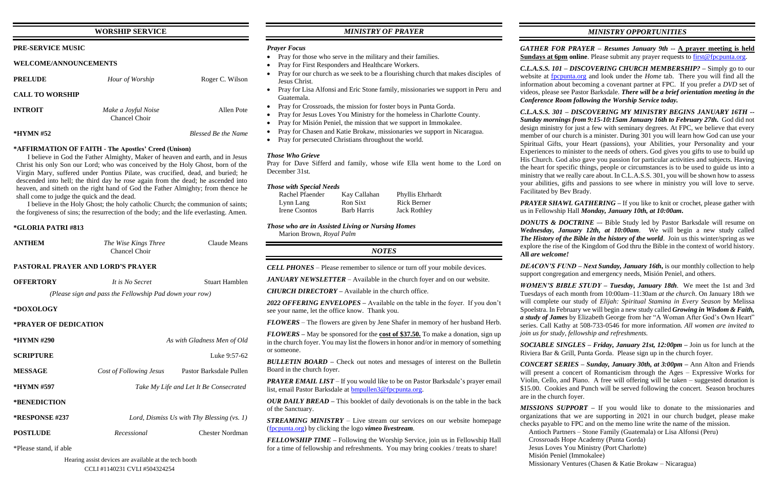## WORSHIP SERVICE

**PRE-SERVICE MUSIC**

**WELCOME/ANNOUNCEMENTS**

**PRELUDE** — *Hour of Worship* — Roger C. Wilson

**CALL TO WORSHIP**

**INTROIT** — *Make a Joyful Noise* — Allen Pote
Chancel Choir

**\*HYMN #52** — *Blessed Be the Name*

**\*AFFIRMATION OF FAITH - The Apostles' Creed (Unison)**

I believe in God the Father Almighty, Maker of heaven and earth, and in Jesus Christ his only Son our Lord; who was conceived by the Holy Ghost, born of the Virgin Mary, suffered under Pontius Pilate, was crucified, dead, and buried; he descended into hell; the third day he rose again from the dead; he ascended into heaven, and sitteth on the right hand of God the Father Almighty; from thence he shall come to judge the quick and the dead.

I believe in the Holy Ghost; the holy catholic Church; the communion of saints; the forgiveness of sins; the resurrection of the body; and the life everlasting. Amen.

**\*GLORIA PATRI #813**

**ANTHEM** — *The Wise Kings Three* — Claude Means
Chancel Choir

**PASTORAL PRAYER AND LORD'S PRAYER**

**OFFERTORY** — *It is No Secret* — Stuart Hamblen

*(Please sign and pass the Fellowship Pad down your row)*

**\*DOXOLOGY**

**\*PRAYER OF DEDICATION**

**\*HYMN #290** — *As with Gladness Men of Old*

**SCRIPTURE** — Luke 9:57-62

**MESSAGE** — *Cost of Following Jesus* — Pastor Barksdale Pullen

**\*HYMN #597** — *Take My Life and Let It Be Consecrated*

**\*BENEDICTION**

**\*RESPONSE #237** — *Lord, Dismiss Us with Thy Blessing (vs. 1)*

**POSTLUDE** — *Recessional* — Chester Nordman

\*Please stand, if able

Hearing assist devices are available at the tech booth
CCLI #1140231 CVLI #504324254

## *MINISTRY OF PRAYER*

***Prayer Focus***

- Pray for those who serve in the military and their families.
- Pray for First Responders and Healthcare Workers.
- Pray for our church as we seek to be a flourishing church that makes disciples of Jesus Christ.
- Pray for Lisa Alfonsi and Eric Stone family, missionaries we support in Peru and Guatemala.
- Pray for Crossroads, the mission for foster boys in Punta Gorda.
- Pray for Jesus Loves You Ministry for the homeless in Charlotte County.
- Pray for Misión Peniel, the mission that we support in Immokalee.
- Pray for Chasen and Katie Brokaw, missionaries we support in Nicaragua.
- Pray for persecuted Christians throughout the world.

***Those Who Grieve***

Pray for Dave Sifferd and family, whose wife Ella went home to the Lord on December 31st.

***Those with Special Needs***

| | | |
|---|---|---|
| Rachel Pfaender | Kay Callahan | Phyllis Ehrhardt |
| Lynn Lang | Ron Sixt | Rick Berner |
| Irene Csontos | Barb Harris | Jack Rothley |

***Those who are in Assisted Living or Nursing Homes***
Marion Brown, *Royal Palm*

## *NOTES*

***CELL PHONES*** – Please remember to silence or turn off your mobile devices.

***JANUARY NEWSLETTER*** – Available in the church foyer and on our website.

***CHURCH DIRECTORY*** – Available in the church office.

***2022 OFFERING ENVELOPES*** – Available on the table in the foyer. If you don't see your name, let the office know. Thank you.

***FLOWERS*** – The flowers are given by Jene Shafer in memory of her husband Herb.

***FLOWERS*** – May be sponsored for the **cost of $37.50.** To make a donation, sign up in the church foyer. You may list the flowers in honor and/or in memory of something or someone.

***BULLETIN BOARD*** – Check out notes and messages of interest on the Bulletin Board in the church foyer.

***PRAYER EMAIL LIST*** – If you would like to be on Pastor Barksdale's prayer email list, email Pastor Barksdale at bmpullen3@fpcpunta.org.

***OUR DAILY BREAD*** – This booklet of daily devotionals is on the table in the back of the Sanctuary.

***STREAMING MINISTRY*** – Live stream our services on our website homepage (fpcpunta.org) by clicking the logo *vimeo livestream*.

***FELLOWSHIP TIME*** – Following the Worship Service, join us in Fellowship Hall for a time of fellowship and refreshments. You may bring cookies / treats to share!

## *MINISTRY OPPORTUNITIES*

***GATHER FOR PRAYER – Resumes January 9th --*** **A prayer meeting is held Sundays at 6pm online**. Please submit any prayer requests to first@fpcpunta.org.

***C.L.A.S.S. 101 – DISCOVERING CHURCH MEMBERSHIP?*** – Simply go to our website at fpcpunta.org and look under the *Home* tab. There you will find all the information about becoming a covenant partner at FPC. If you prefer a *DVD* set of videos, please see Pastor Barksdale. ***There will be a brief orientation meeting in the Conference Room following the Worship Service today.***

***C.L.A.S.S. 301 – DISCOVERING MY MINISTRY BEGINS JANUARY 16TH -- Sunday mornings from 9:15-10:15am January 16th to February 27th.*** God did not design ministry for just a few with seminary degrees. At FPC, we believe that every member of our church is a minister. During 301 you will learn how God can use your Spiritual Gifts, your Heart (passions), your Abilities, your Personality and your Experiences to minister to the needs of others. God gives you gifts to use to build up His Church. God also gave you passion for particular activities and subjects. Having the heart for specific things, people or circumstances is to be used to guide us into a ministry that we really care about. In C.L.A.S.S. 301, you will be shown how to assess your abilities, gifts and passions to see where in ministry you will love to serve. Facilitated by Bev Brady.

***PRAYER SHAWL GATHERING*** – If you like to knit or crochet, please gather with us in Fellowship Hall ***Monday, January 10th, at 10:00am.***

***DONUTS & DOCTRINE*** –- Bible Study led by Pastor Barksdale will resume on ***Wednesday, January 12th, at 10:00am***. We will begin a new study called ***The History of the Bible in the history of the world***. Join us this winter/spring as we explore the rise of the Kingdom of God thru the Bible in the context of world history. **All** ***are welcome!***

***DEACON'S FUND – Next Sunday, January 16th,*** is our monthly collection to help support congregation and emergency needs, Misión Peniel, and others.

***WOMEN'S BIBLE STUDY – Tuesday, January 18th***. We meet the 1st and 3rd Tuesdays of each month from 10:00am–11:30am *at the church*. On January 18th we will complete our study of *Elijah: Spiritual Stamina in Every Season* by Melissa Spoelstra. In February we will begin a new study called ***Growing in Wisdom & Faith, a study of James*** by Elizabeth George from her "A Woman After God's Own Heart" series. Call Kathy at 508-733-0546 for more information. *All women are invited to join us for study, fellowship and refreshments.*

***SOCIABLE SINGLES – Friday, January 21st, 12:00pm*** – Join us for lunch at the Riviera Bar & Grill, Punta Gorda. Please sign up in the church foyer.

***CONCERT SERIES – Sunday, January 30th, at 3:00pm*** – Ann Alton and Friends will present a concert of Romanticism through the Ages – Expressive Works for Violin, Cello, and Piano. A free will offering will be taken – suggested donation is $15.00. Cookies and Punch will be served following the concert. Season brochures are in the church foyer.

***MISSIONS SUPPORT*** – If you would like to donate to the missionaries and organizations that we are supporting in 2021 in our church budget, please make checks payable to FPC and on the memo line write the name of the mission.

Antioch Partners – Stone Family (Guatemala) or Lisa Alfonsi (Peru)
Crossroads Hope Academy (Punta Gorda)
Jesus Loves You Ministry (Port Charlotte)
Misión Peniel (Immokalee)
Missionary Ventures (Chasen & Katie Brokaw – Nicaragua)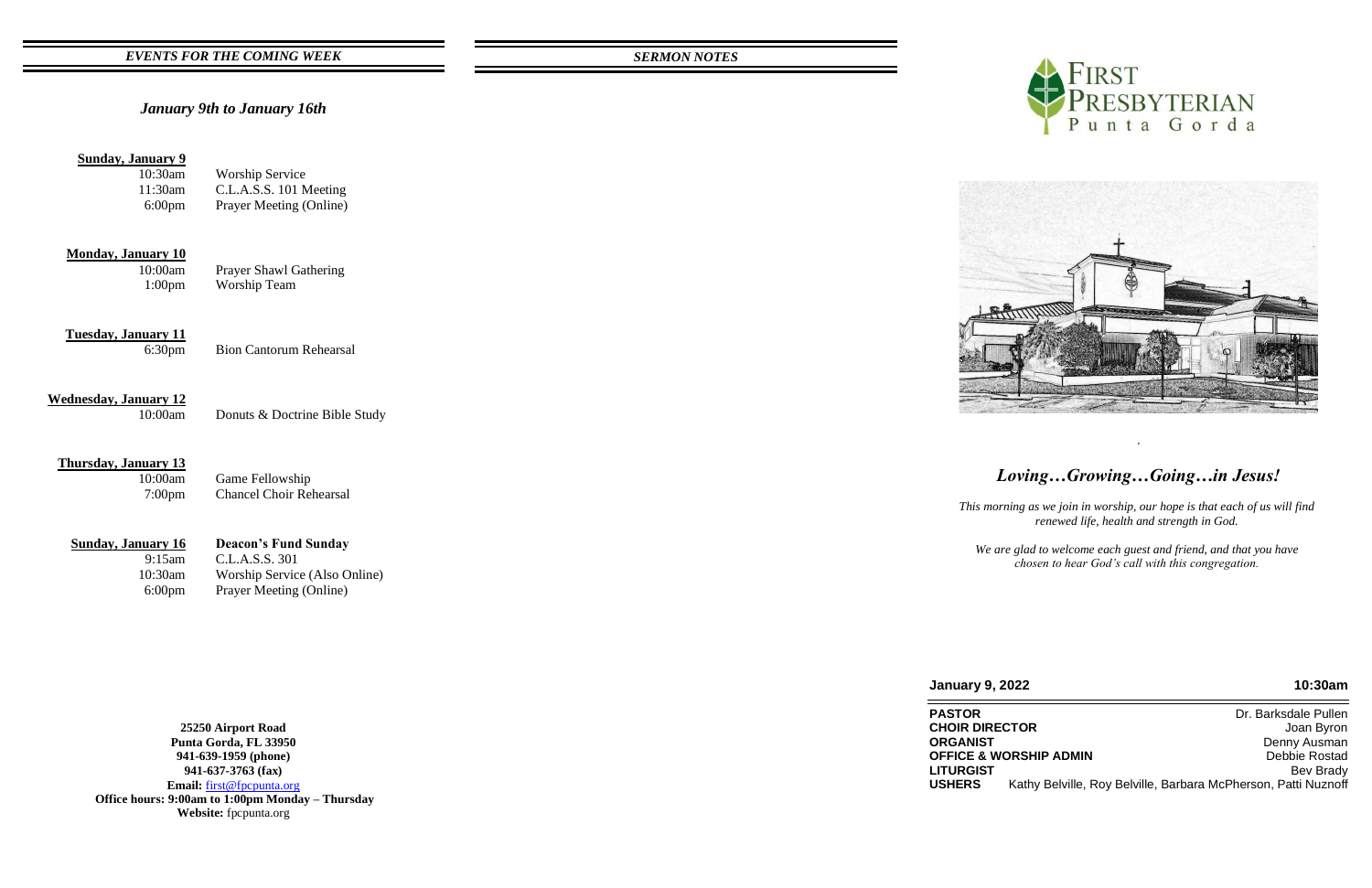## *EVENTS FOR THE COMING WEEK*

### *January 9th to January 16th*

**Sunday, January 9**

| | |
|---|---|
| 10:30am | Worship Service |
| 11:30am | C.L.A.S.S. 101 Meeting |
| 6:00pm | Prayer Meeting (Online) |

**Monday, January 10**

| | |
|---|---|
| 10:00am | Prayer Shawl Gathering |
| 1:00pm | Worship Team |

**Tuesday, January 11**

| | |
|---|---|
| 6:30pm | Bion Cantorum Rehearsal |

**Wednesday, January 12**

| | |
|---|---|
| 10:00am | Donuts & Doctrine Bible Study |

**Thursday, January 13**

| | |
|---|---|
| 10:00am | Game Fellowship |
| 7:00pm | Chancel Choir Rehearsal |

**Sunday, January 16** — **Deacon's Fund Sunday**

| | |
|---|---|
| 9:15am | C.L.A.S.S. 301 |
| 10:30am | Worship Service (Also Online) |
| 6:00pm | Prayer Meeting (Online) |

**25250 Airport Road**
**Punta Gorda, FL 33950**
**941-639-1959 (phone)**
**941-637-3763 (fax)**
**Email:** first@fpcpunta.org
**Office hours: 9:00am to 1:00pm Monday – Thursday**
**Website:** fpcpunta.org

## *SERMON NOTES*

# FIRST PRESBYTERIAN
Punta Gorda

## *Loving…Growing…Going…in Jesus!*

*This morning as we join in worship, our hope is that each of us will find renewed life, health and strength in God.*

*We are glad to welcome each guest and friend, and that you have chosen to hear God's call with this congregation.*

**January 9, 2022** **10:30am**

| | |
|---|---|
| **PASTOR** | Dr. Barksdale Pullen |
| **CHOIR DIRECTOR** | Joan Byron |
| **ORGANIST** | Denny Ausman |
| **OFFICE & WORSHIP ADMIN** | Debbie Rostad |
| **LITURGIST** | Bev Brady |
| **USHERS** | Kathy Belville, Roy Belville, Barbara McPherson, Patti Nuznoff |